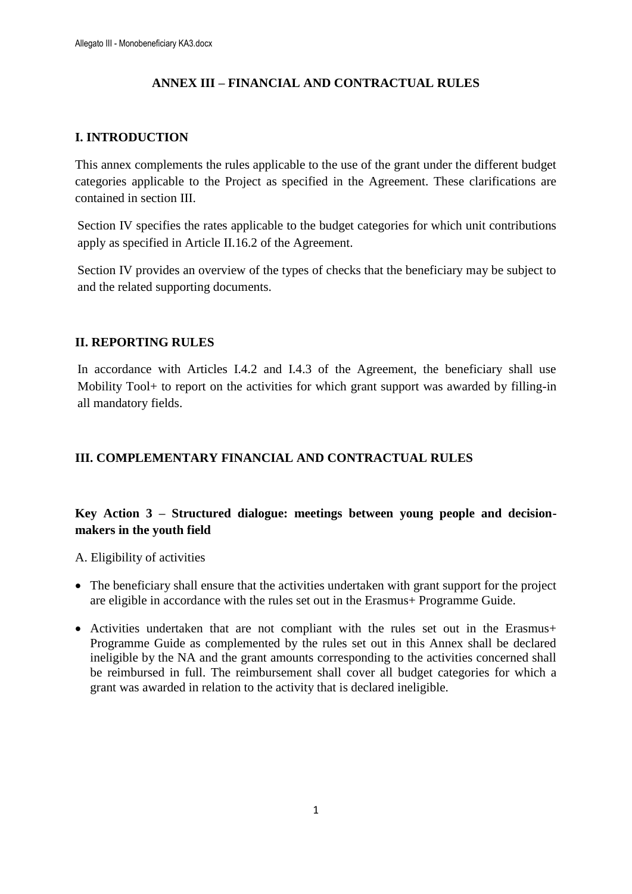# ANNEX III – FINANCIAL AND CONTRACTUAL RULES

## I. INTRODUCTION

This annex complements the rules applicable to the use of the grant under the different budget categories applicable to the Project as specified in the Agreement. These clarifications are contained in section III.

Section IV specifies the rates applicable to the budget categories for which unit contributions apply as specified in Article II.16.2 of the Agreement.

Section IV provides an overview of the types of checks that the beneficiary may be subject to and the related supporting documents.

## II. REPORTING RULES

In accordance with Articles I.4.2 and I.4.3 of the Agreement, the beneficiary shall use Mobility Tool+ to report on the activities for which grant support was awarded by filling-in all mandatory fields.

## III. COMPLEMENTARY FINANCIAL AND CONTRACTUAL RULES

### Key Action 3 – Structured dialogue: meetings between young people and decision-makers in the youth field

A. Eligibility of activities

- The beneficiary shall ensure that the activities undertaken with grant support for the project are eligible in accordance with the rules set out in the Erasmus+ Programme Guide.
- Activities undertaken that are not compliant with the rules set out in the Erasmus+ Programme Guide as complemented by the rules set out in this Annex shall be declared ineligible by the NA and the grant amounts corresponding to the activities concerned shall be reimbursed in full. The reimbursement shall cover all budget categories for which a grant was awarded in relation to the activity that is declared ineligible.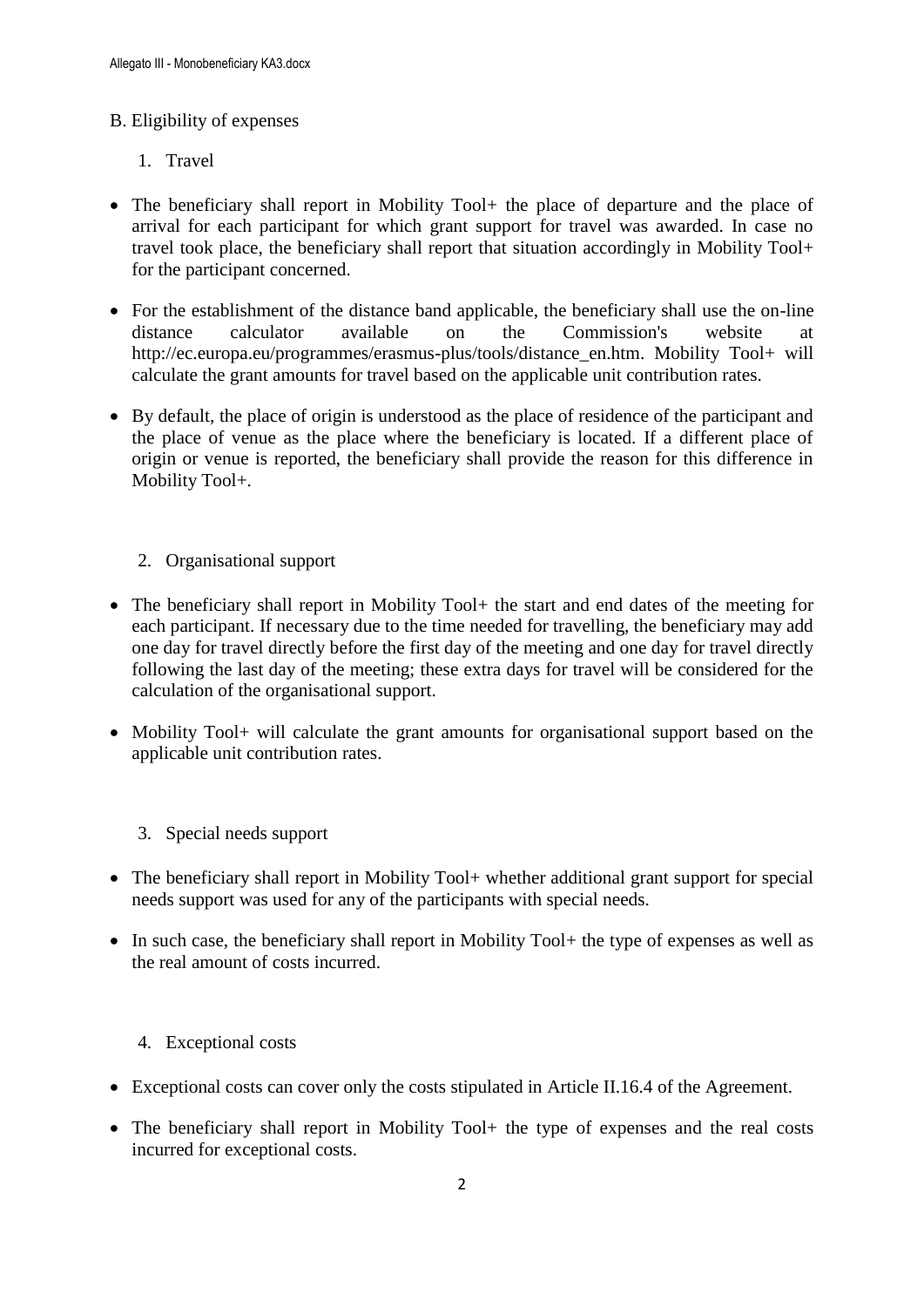## B. Eligibility of expenses

### 1. Travel

- The beneficiary shall report in Mobility Tool+ the place of departure and the place of arrival for each participant for which grant support for travel was awarded. In case no travel took place, the beneficiary shall report that situation accordingly in Mobility Tool+ for the participant concerned.
- For the establishment of the distance band applicable, the beneficiary shall use the on-line distance calculator available on the Commission's website at http://ec.europa.eu/programmes/erasmus-plus/tools/distance_en.htm. Mobility Tool+ will calculate the grant amounts for travel based on the applicable unit contribution rates.
- By default, the place of origin is understood as the place of residence of the participant and the place of venue as the place where the beneficiary is located. If a different place of origin or venue is reported, the beneficiary shall provide the reason for this difference in Mobility Tool+.

### 2. Organisational support

- The beneficiary shall report in Mobility Tool+ the start and end dates of the meeting for each participant. If necessary due to the time needed for travelling, the beneficiary may add one day for travel directly before the first day of the meeting and one day for travel directly following the last day of the meeting; these extra days for travel will be considered for the calculation of the organisational support.
- Mobility Tool+ will calculate the grant amounts for organisational support based on the applicable unit contribution rates.

### 3. Special needs support

- The beneficiary shall report in Mobility Tool+ whether additional grant support for special needs support was used for any of the participants with special needs.
- In such case, the beneficiary shall report in Mobility Tool+ the type of expenses as well as the real amount of costs incurred.

### 4. Exceptional costs

- Exceptional costs can cover only the costs stipulated in Article II.16.4 of the Agreement.
- The beneficiary shall report in Mobility Tool+ the type of expenses and the real costs incurred for exceptional costs.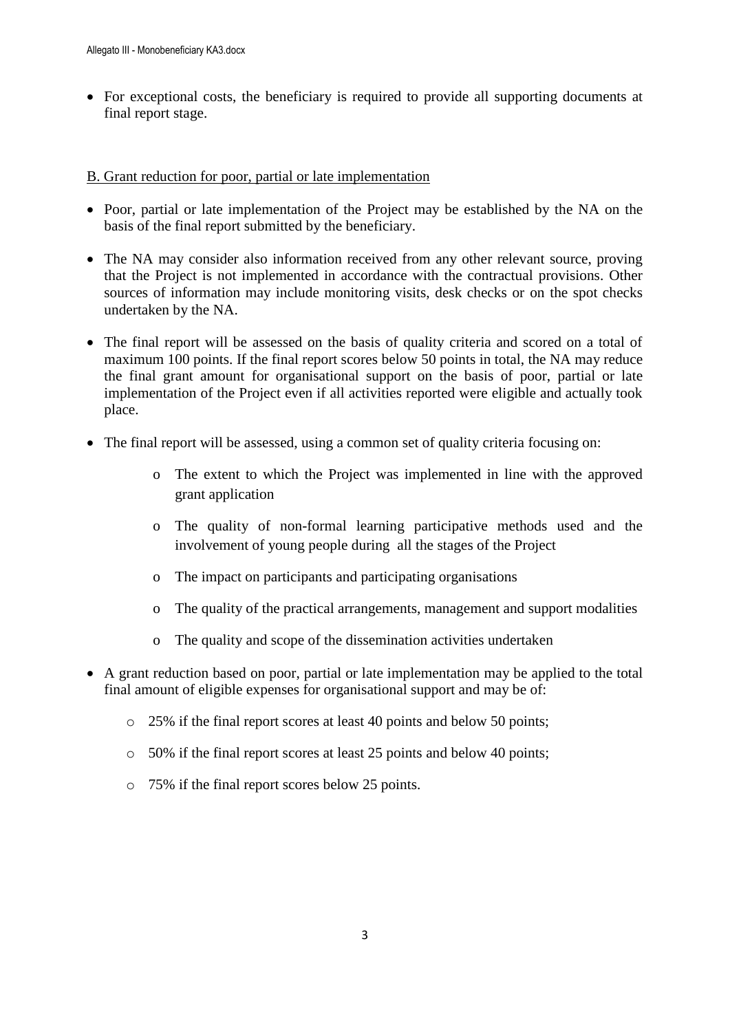- For exceptional costs, the beneficiary is required to provide all supporting documents at final report stage.

B. Grant reduction for poor, partial or late implementation

- Poor, partial or late implementation of the Project may be established by the NA on the basis of the final report submitted by the beneficiary.
- The NA may consider also information received from any other relevant source, proving that the Project is not implemented in accordance with the contractual provisions. Other sources of information may include monitoring visits, desk checks or on the spot checks undertaken by the NA.
- The final report will be assessed on the basis of quality criteria and scored on a total of maximum 100 points. If the final report scores below 50 points in total, the NA may reduce the final grant amount for organisational support on the basis of poor, partial or late implementation of the Project even if all activities reported were eligible and actually took place.
- The final report will be assessed, using a common set of quality criteria focusing on:
  - The extent to which the Project was implemented in line with the approved grant application
  - The quality of non-formal learning participative methods used and the involvement of young people during all the stages of the Project
  - The impact on participants and participating organisations
  - The quality of the practical arrangements, management and support modalities
  - The quality and scope of the dissemination activities undertaken
- A grant reduction based on poor, partial or late implementation may be applied to the total final amount of eligible expenses for organisational support and may be of:
  - 25% if the final report scores at least 40 points and below 50 points;
  - 50% if the final report scores at least 25 points and below 40 points;
  - 75% if the final report scores below 25 points.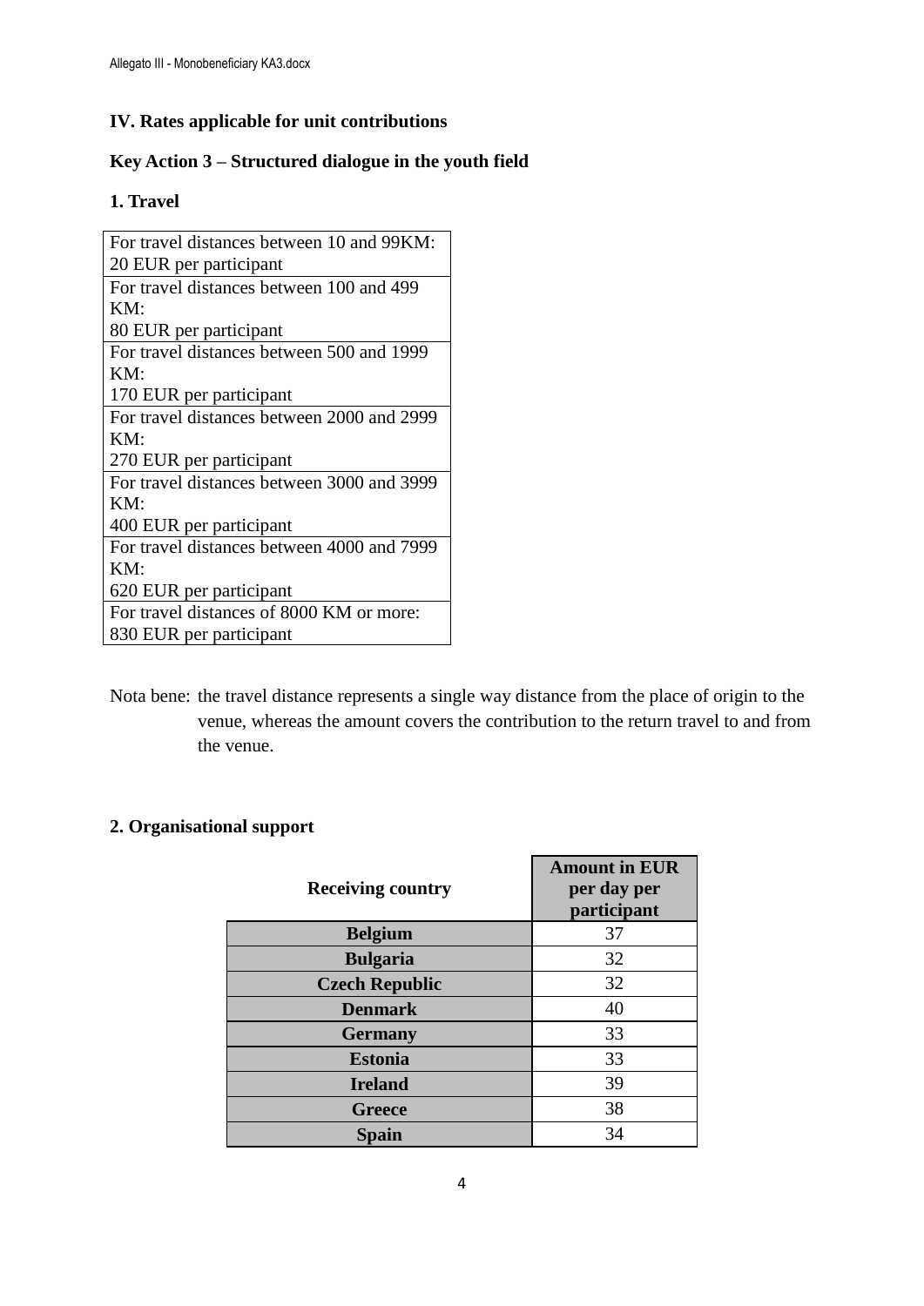## IV. Rates applicable for unit contributions

### Key Action 3 – Structured dialogue in the youth field

### 1. Travel

| |
|---|
| For travel distances between 10 and 99KM: 20 EUR per participant |
| For travel distances between 100 and 499 KM: 80 EUR per participant |
| For travel distances between 500 and 1999 KM: 170 EUR per participant |
| For travel distances between 2000 and 2999 KM: 270 EUR per participant |
| For travel distances between 3000 and 3999 KM: 400 EUR per participant |
| For travel distances between 4000 and 7999 KM: 620 EUR per participant |
| For travel distances of 8000 KM or more: 830 EUR per participant |

Nota bene: the travel distance represents a single way distance from the place of origin to the venue, whereas the amount covers the contribution to the return travel to and from the venue.

### 2. Organisational support

| Receiving country | Amount in EUR per day per participant |
|---|---|
| **Belgium** | 37 |
| **Bulgaria** | 32 |
| **Czech Republic** | 32 |
| **Denmark** | 40 |
| **Germany** | 33 |
| **Estonia** | 33 |
| **Ireland** | 39 |
| **Greece** | 38 |
| **Spain** | 34 |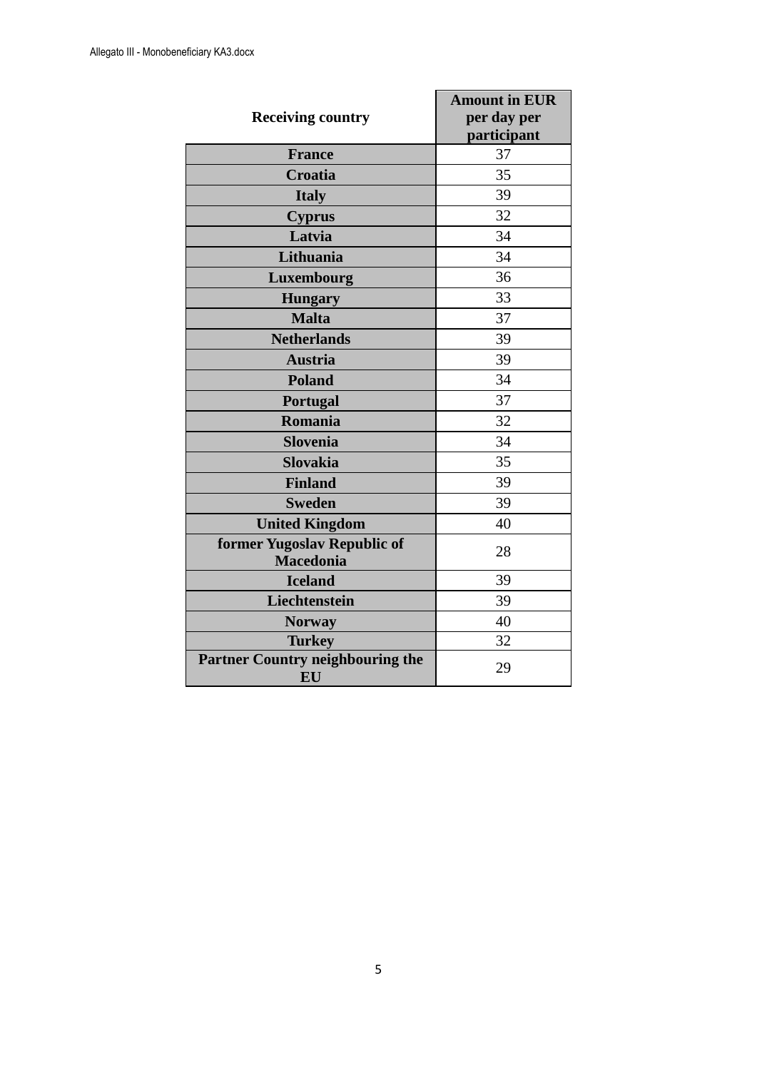| Receiving country | Amount in EUR per day per participant |
|---|---|
| France | 37 |
| Croatia | 35 |
| Italy | 39 |
| Cyprus | 32 |
| Latvia | 34 |
| Lithuania | 34 |
| Luxembourg | 36 |
| Hungary | 33 |
| Malta | 37 |
| Netherlands | 39 |
| Austria | 39 |
| Poland | 34 |
| Portugal | 37 |
| Romania | 32 |
| Slovenia | 34 |
| Slovakia | 35 |
| Finland | 39 |
| Sweden | 39 |
| United Kingdom | 40 |
| former Yugoslav Republic of Macedonia | 28 |
| Iceland | 39 |
| Liechtenstein | 39 |
| Norway | 40 |
| Turkey | 32 |
| Partner Country neighbouring the EU | 29 |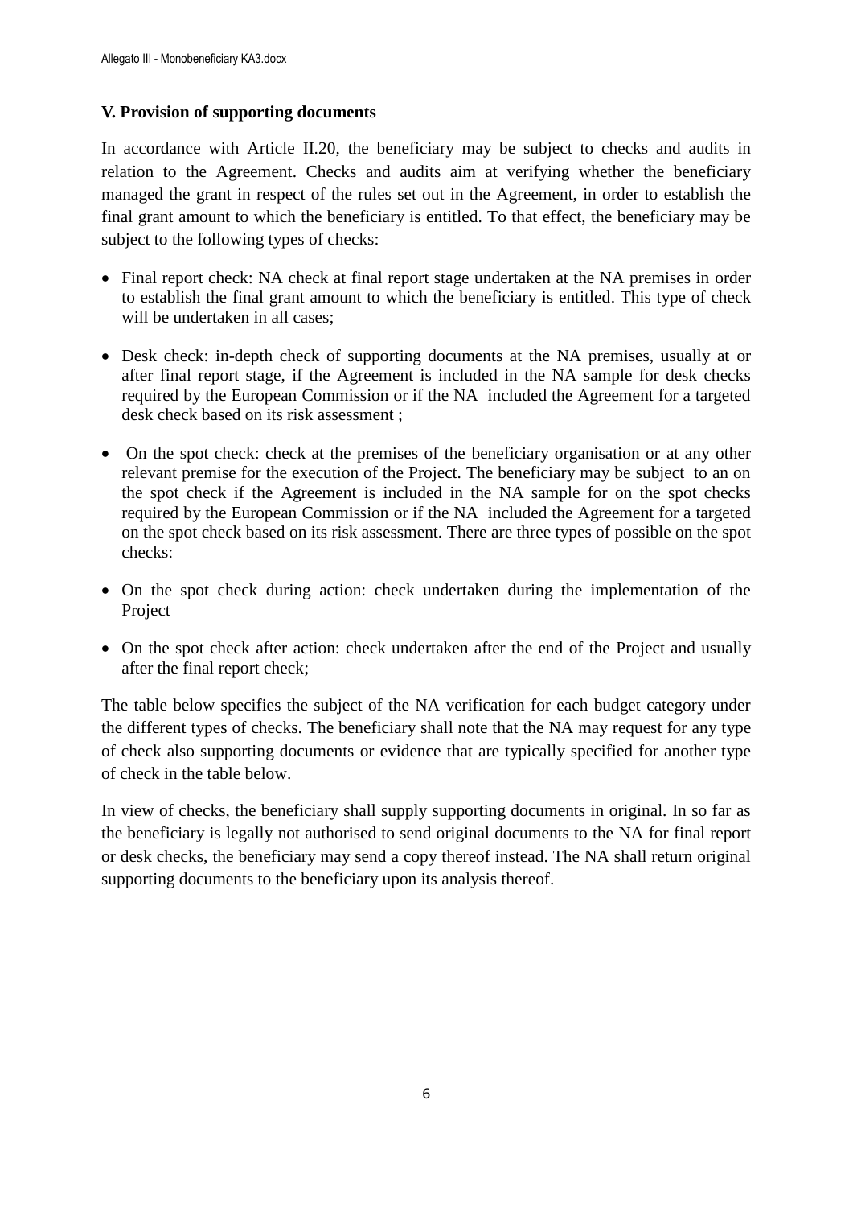## V. Provision of supporting documents

In accordance with Article II.20, the beneficiary may be subject to checks and audits in relation to the Agreement. Checks and audits aim at verifying whether the beneficiary managed the grant in respect of the rules set out in the Agreement, in order to establish the final grant amount to which the beneficiary is entitled. To that effect, the beneficiary may be subject to the following types of checks:

- Final report check: NA check at final report stage undertaken at the NA premises in order to establish the final grant amount to which the beneficiary is entitled. This type of check will be undertaken in all cases;
- Desk check: in-depth check of supporting documents at the NA premises, usually at or after final report stage, if the Agreement is included in the NA sample for desk checks required by the European Commission or if the NA included the Agreement for a targeted desk check based on its risk assessment ;
- On the spot check: check at the premises of the beneficiary organisation or at any other relevant premise for the execution of the Project. The beneficiary may be subject to an on the spot check if the Agreement is included in the NA sample for on the spot checks required by the European Commission or if the NA included the Agreement for a targeted on the spot check based on its risk assessment. There are three types of possible on the spot checks:
- On the spot check during action: check undertaken during the implementation of the Project
- On the spot check after action: check undertaken after the end of the Project and usually after the final report check;

The table below specifies the subject of the NA verification for each budget category under the different types of checks. The beneficiary shall note that the NA may request for any type of check also supporting documents or evidence that are typically specified for another type of check in the table below.

In view of checks, the beneficiary shall supply supporting documents in original. In so far as the beneficiary is legally not authorised to send original documents to the NA for final report or desk checks, the beneficiary may send a copy thereof instead. The NA shall return original supporting documents to the beneficiary upon its analysis thereof.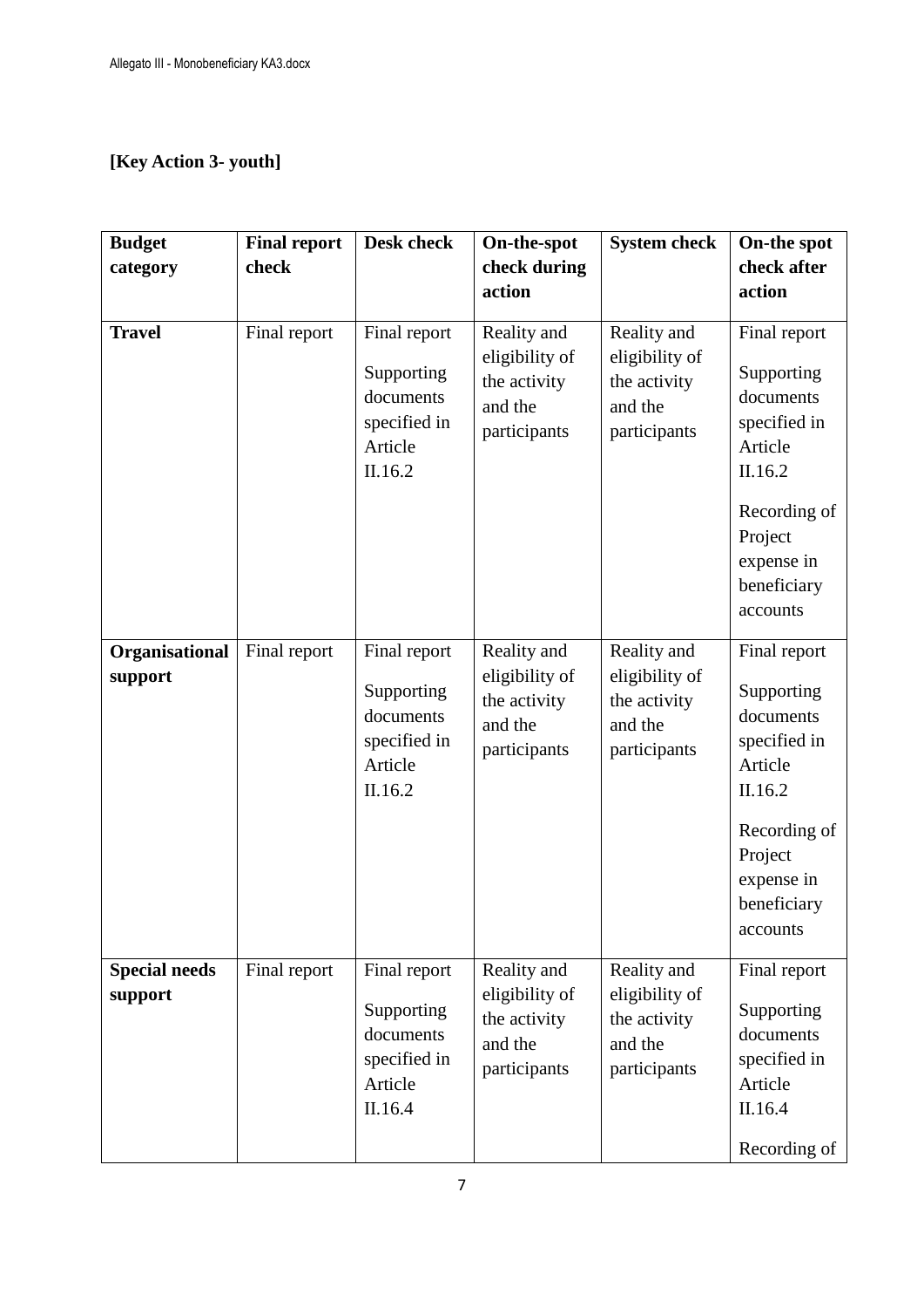**[Key Action 3- youth]**

| Budget category | Final report check | Desk check | On-the-spot check during action | System check | On-the spot check after action |
|---|---|---|---|---|---|
| **Travel** | Final report | Final report<br><br>Supporting documents specified in Article II.16.2 | Reality and eligibility of the activity and the participants | Reality and eligibility of the activity and the participants | Final report<br><br>Supporting documents specified in Article II.16.2<br><br>Recording of Project expense in beneficiary accounts |
| **Organisational support** | Final report | Final report<br><br>Supporting documents specified in Article II.16.2 | Reality and eligibility of the activity and the participants | Reality and eligibility of the activity and the participants | Final report<br><br>Supporting documents specified in Article II.16.2<br><br>Recording of Project expense in beneficiary accounts |
| **Special needs support** | Final report | Final report<br><br>Supporting documents specified in Article II.16.4 | Reality and eligibility of the activity and the participants | Reality and eligibility of the activity and the participants | Final report<br><br>Supporting documents specified in Article II.16.4<br><br>Recording of |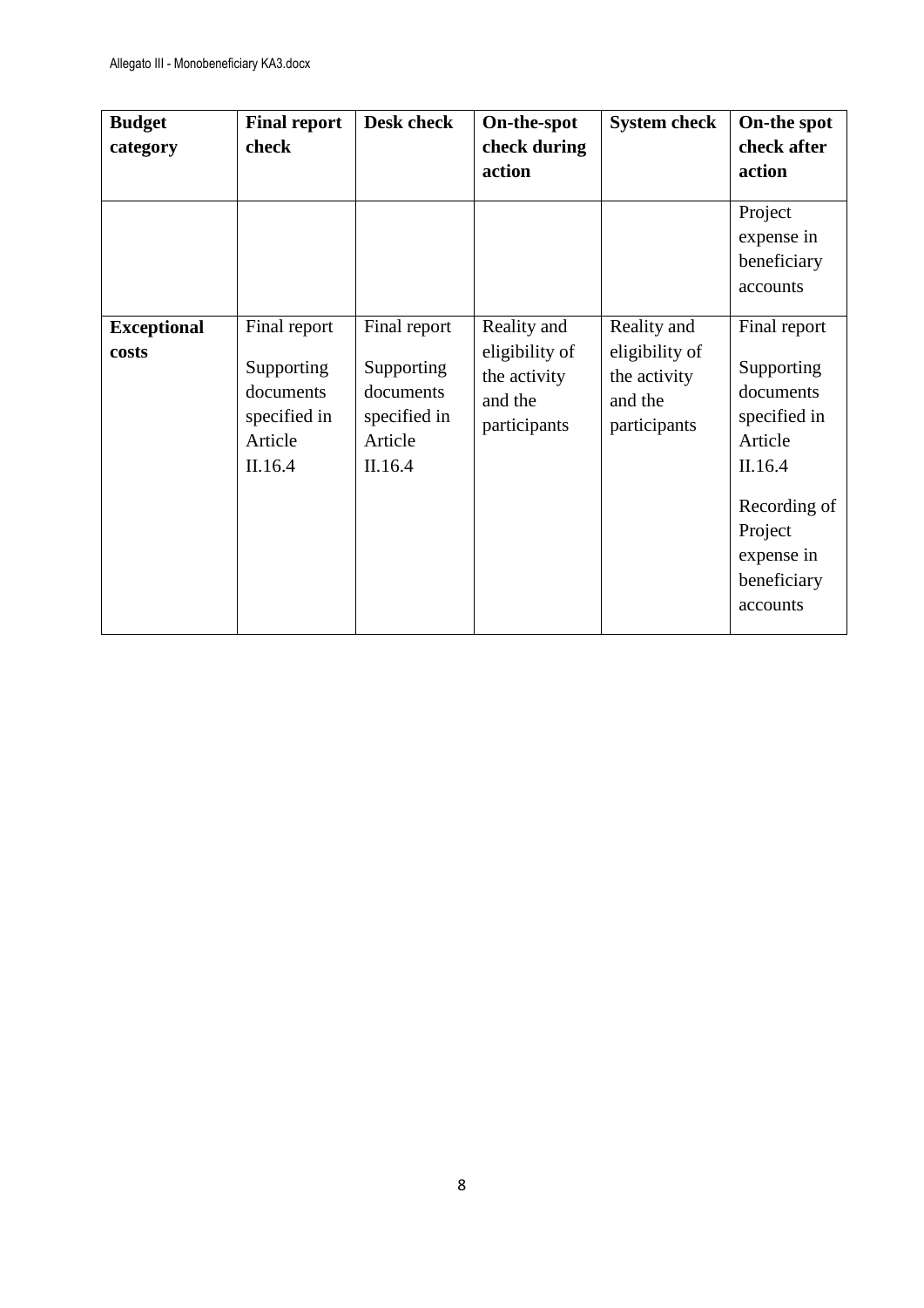| Budget category | Final report check | Desk check | On-the-spot check during action | System check | On-the spot check after action |
| --- | --- | --- | --- | --- | --- |
| | | | | | Project expense in beneficiary accounts |
| **Exceptional costs** | Final report<br><br>Supporting documents specified in Article II.16.4 | Final report<br><br>Supporting documents specified in Article II.16.4 | Reality and eligibility of the activity and the participants | Reality and eligibility of the activity and the participants | Final report<br><br>Supporting documents specified in Article II.16.4<br><br>Recording of Project expense in beneficiary accounts |